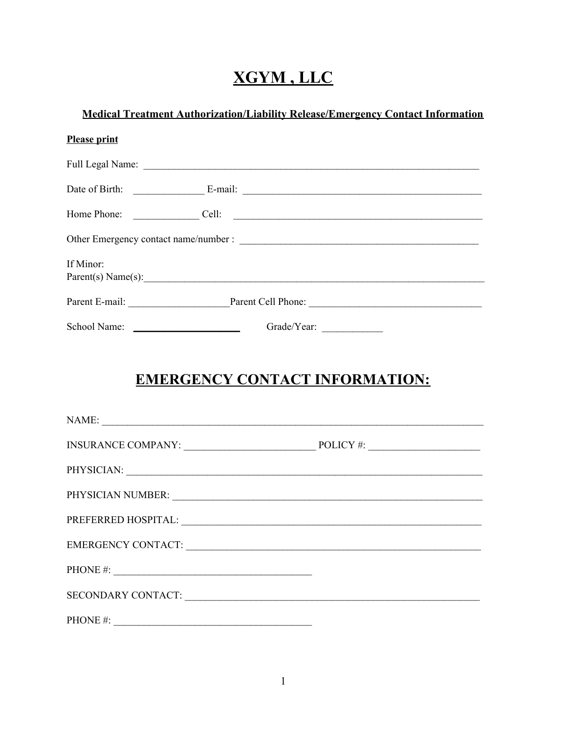# XGYM , LLC

**Medical Treatment Authorization/Liability Release/Emergency Contact Information**

**Please print**

Full Legal Name: ______________________________________________________________________

Date of Birth: ______________ E-mail: __________________________________________________

Home Phone: _____________ Cell: ______________________________________________________

Other Emergency contact name/number : _________________________________________________

If Minor:
Parent(s) Name(s):_____________________________________________________________________

Parent E-mail: ____________________Parent Cell Phone: __________________________________

School Name: ______________________ Grade/Year: ____________

## EMERGENCY CONTACT INFORMATION:

NAME: _______________________________________________________________________________

INSURANCE COMPANY: __________________________ POLICY #: _____________________

PHYSICIAN: ____________________________________________________________________________

PHYSICIAN NUMBER: ____________________________________________________________________

PREFERRED HOSPITAL: __________________________________________________________________

EMERGENCY CONTACT: __________________________________________________________________

PHONE #: ______________________________________

SECONDARY CONTACT: __________________________________________________________________

PHONE #: ______________________________________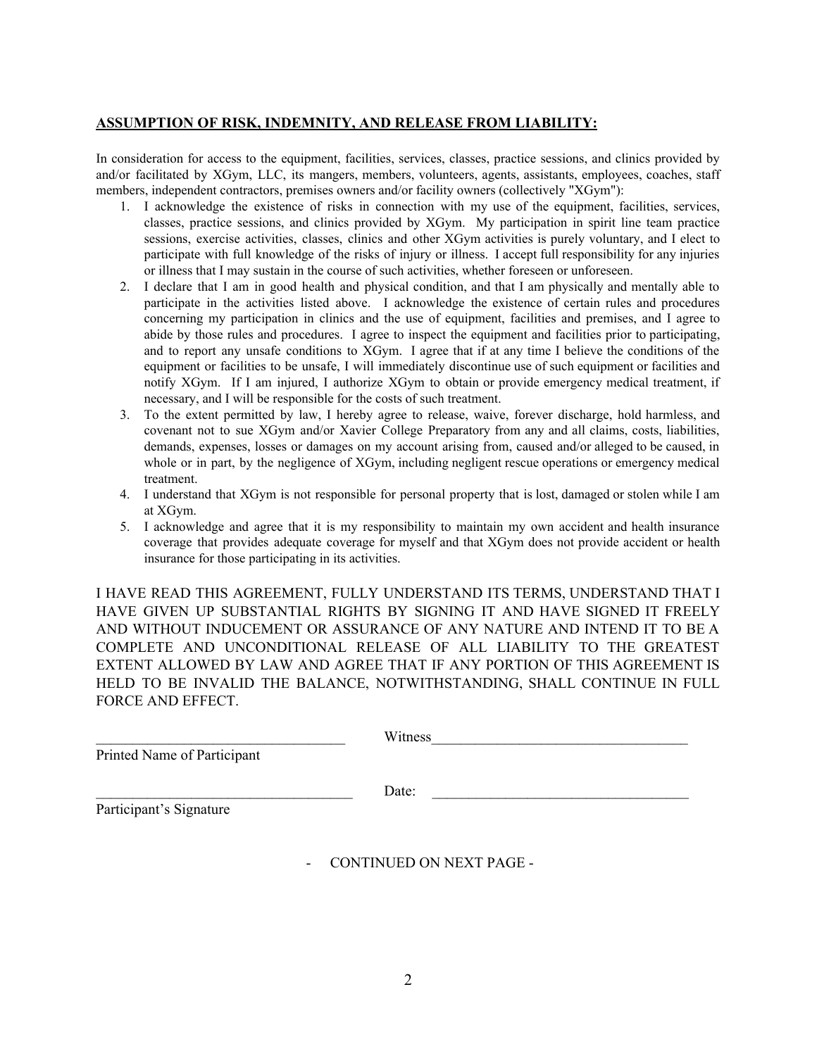**ASSUMPTION OF RISK, INDEMNITY, AND RELEASE FROM LIABILITY:**

In consideration for access to the equipment, facilities, services, classes, practice sessions, and clinics provided by and/or facilitated by XGym, LLC, its mangers, members, volunteers, agents, assistants, employees, coaches, staff members, independent contractors, premises owners and/or facility owners (collectively "XGym"):

1. I acknowledge the existence of risks in connection with my use of the equipment, facilities, services, classes, practice sessions, and clinics provided by XGym. My participation in spirit line team practice sessions, exercise activities, classes, clinics and other XGym activities is purely voluntary, and I elect to participate with full knowledge of the risks of injury or illness. I accept full responsibility for any injuries or illness that I may sustain in the course of such activities, whether foreseen or unforeseen.
2. I declare that I am in good health and physical condition, and that I am physically and mentally able to participate in the activities listed above. I acknowledge the existence of certain rules and procedures concerning my participation in clinics and the use of equipment, facilities and premises, and I agree to abide by those rules and procedures. I agree to inspect the equipment and facilities prior to participating, and to report any unsafe conditions to XGym. I agree that if at any time I believe the conditions of the equipment or facilities to be unsafe, I will immediately discontinue use of such equipment or facilities and notify XGym. If I am injured, I authorize XGym to obtain or provide emergency medical treatment, if necessary, and I will be responsible for the costs of such treatment.
3. To the extent permitted by law, I hereby agree to release, waive, forever discharge, hold harmless, and covenant not to sue XGym and/or Xavier College Preparatory from any and all claims, costs, liabilities, demands, expenses, losses or damages on my account arising from, caused and/or alleged to be caused, in whole or in part, by the negligence of XGym, including negligent rescue operations or emergency medical treatment.
4. I understand that XGym is not responsible for personal property that is lost, damaged or stolen while I am at XGym.
5. I acknowledge and agree that it is my responsibility to maintain my own accident and health insurance coverage that provides adequate coverage for myself and that XGym does not provide accident or health insurance for those participating in its activities.

I HAVE READ THIS AGREEMENT, FULLY UNDERSTAND ITS TERMS, UNDERSTAND THAT I HAVE GIVEN UP SUBSTANTIAL RIGHTS BY SIGNING IT AND HAVE SIGNED IT FREELY AND WITHOUT INDUCEMENT OR ASSURANCE OF ANY NATURE AND INTEND IT TO BE A COMPLETE AND UNCONDITIONAL RELEASE OF ALL LIABILITY TO THE GREATEST EXTENT ALLOWED BY LAW AND AGREE THAT IF ANY PORTION OF THIS AGREEMENT IS HELD TO BE INVALID THE BALANCE, NOTWITHSTANDING, SHALL CONTINUE IN FULL FORCE AND EFFECT.

\_\_\_\_\_\_\_\_\_\_\_\_\_\_\_\_\_\_\_\_\_\_\_\_\_\_\_\_\_\_\_\_\_\_ Witness\_\_\_\_\_\_\_\_\_\_\_\_\_\_\_\_\_\_\_\_\_\_\_\_\_\_\_\_\_\_\_\_\_\_\_

Printed Name of Participant

\_\_\_\_\_\_\_\_\_\_\_\_\_\_\_\_\_\_\_\_\_\_\_\_\_\_\_\_\_\_\_\_\_\_ Date: \_\_\_\_\_\_\_\_\_\_\_\_\_\_\_\_\_\_\_\_\_\_\_\_\_\_\_\_\_\_\_\_\_\_\_

Participant's Signature

- CONTINUED ON NEXT PAGE -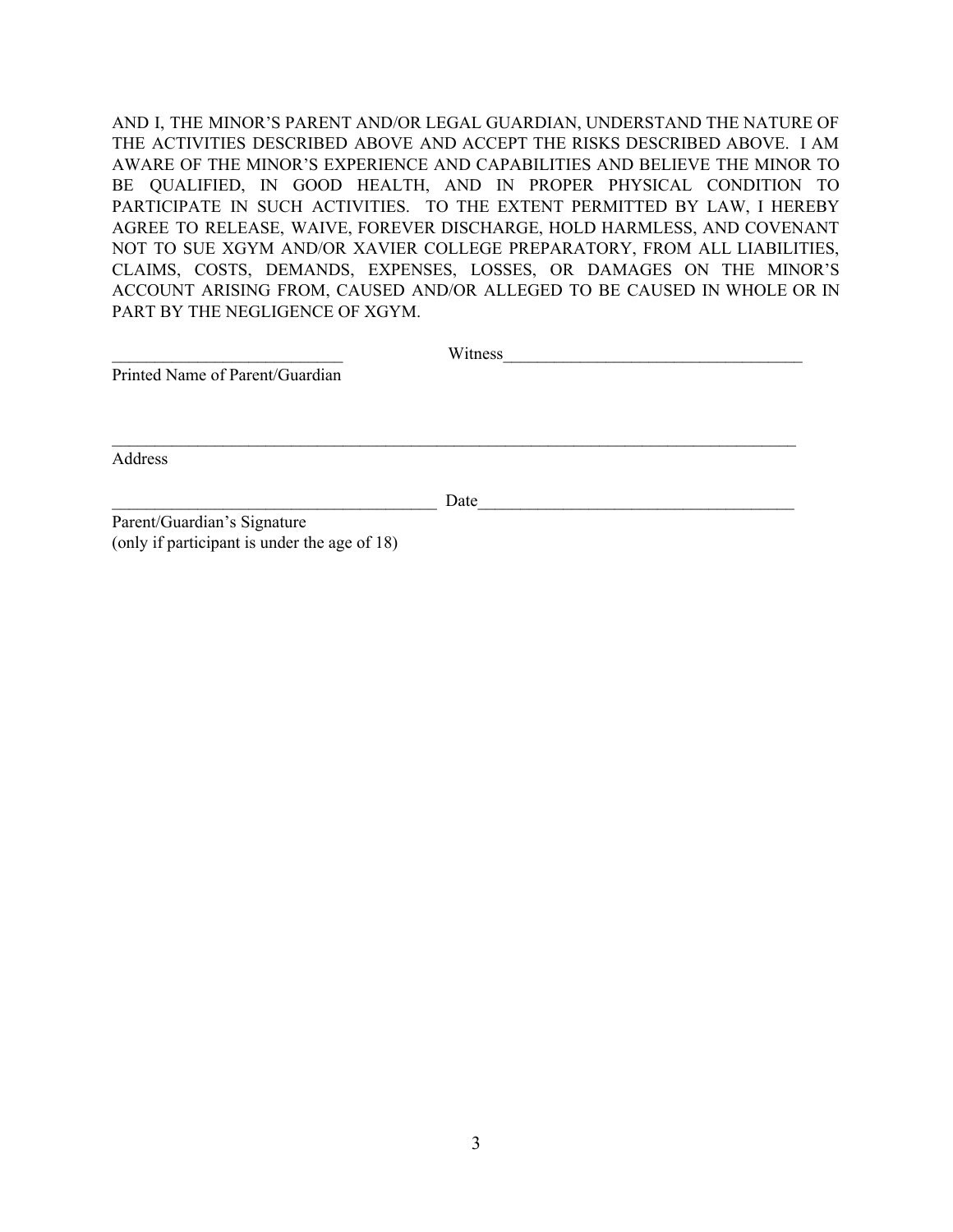AND I, THE MINOR'S PARENT AND/OR LEGAL GUARDIAN, UNDERSTAND THE NATURE OF THE ACTIVITIES DESCRIBED ABOVE AND ACCEPT THE RISKS DESCRIBED ABOVE. I AM AWARE OF THE MINOR'S EXPERIENCE AND CAPABILITIES AND BELIEVE THE MINOR TO BE QUALIFIED, IN GOOD HEALTH, AND IN PROPER PHYSICAL CONDITION TO PARTICIPATE IN SUCH ACTIVITIES. TO THE EXTENT PERMITTED BY LAW, I HEREBY AGREE TO RELEASE, WAIVE, FOREVER DISCHARGE, HOLD HARMLESS, AND COVENANT NOT TO SUE XGYM AND/OR XAVIER COLLEGE PREPARATORY, FROM ALL LIABILITIES, CLAIMS, COSTS, DEMANDS, EXPENSES, LOSSES, OR DAMAGES ON THE MINOR'S ACCOUNT ARISING FROM, CAUSED AND/OR ALLEGED TO BE CAUSED IN WHOLE OR IN PART BY THE NEGLIGENCE OF XGYM.

___________________________ Witness___________________________________
Printed Name of Parent/Guardian

_________________________________________________________________________________
Address

______________________________________ Date____________________________________
Parent/Guardian's Signature
(only if participant is under the age of 18)